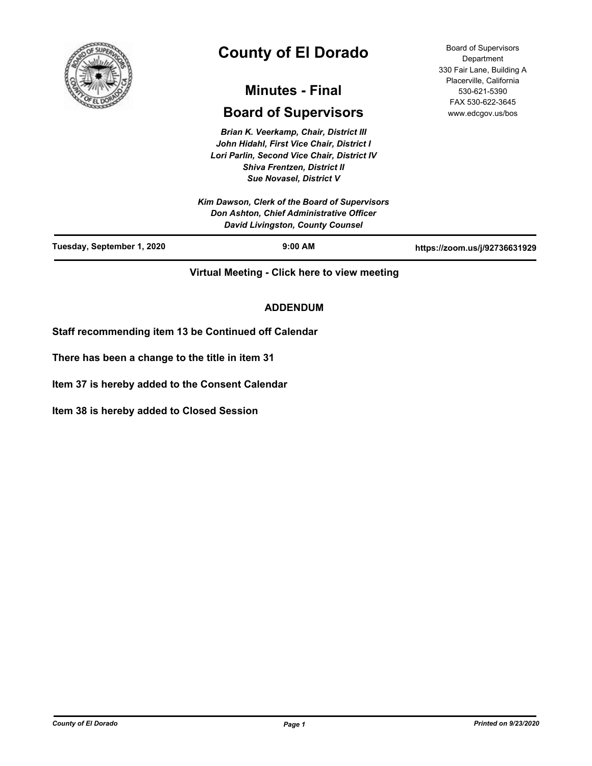# County of El Dorado

## Minutes - Final

## Board of Supervisors

*Brian K. Veerkamp, Chair, District III*
*John Hidahl, First Vice Chair, District I*
*Lori Parlin, Second Vice Chair, District IV*
*Shiva Frentzen, District II*
*Sue Novasel, District V*

*Kim Dawson, Clerk of the Board of Supervisors*
*Don Ashton, Chief Administrative Officer*
*David Livingston, County Counsel*

Board of Supervisors Department
330 Fair Lane, Building A
Placerville, California
530-621-5390
FAX 530-622-3645
www.edcgov.us/bos

**Tuesday, September 1, 2020** | **9:00 AM** | **https://zoom.us/j/92736631929**

**Virtual Meeting - Click here to view meeting**

**ADDENDUM**

**Staff recommending item 13 be Continued off Calendar**

**There has been a change to the title in item 31**

**Item 37 is hereby added to the Consent Calendar**

**Item 38 is hereby added to Closed Session**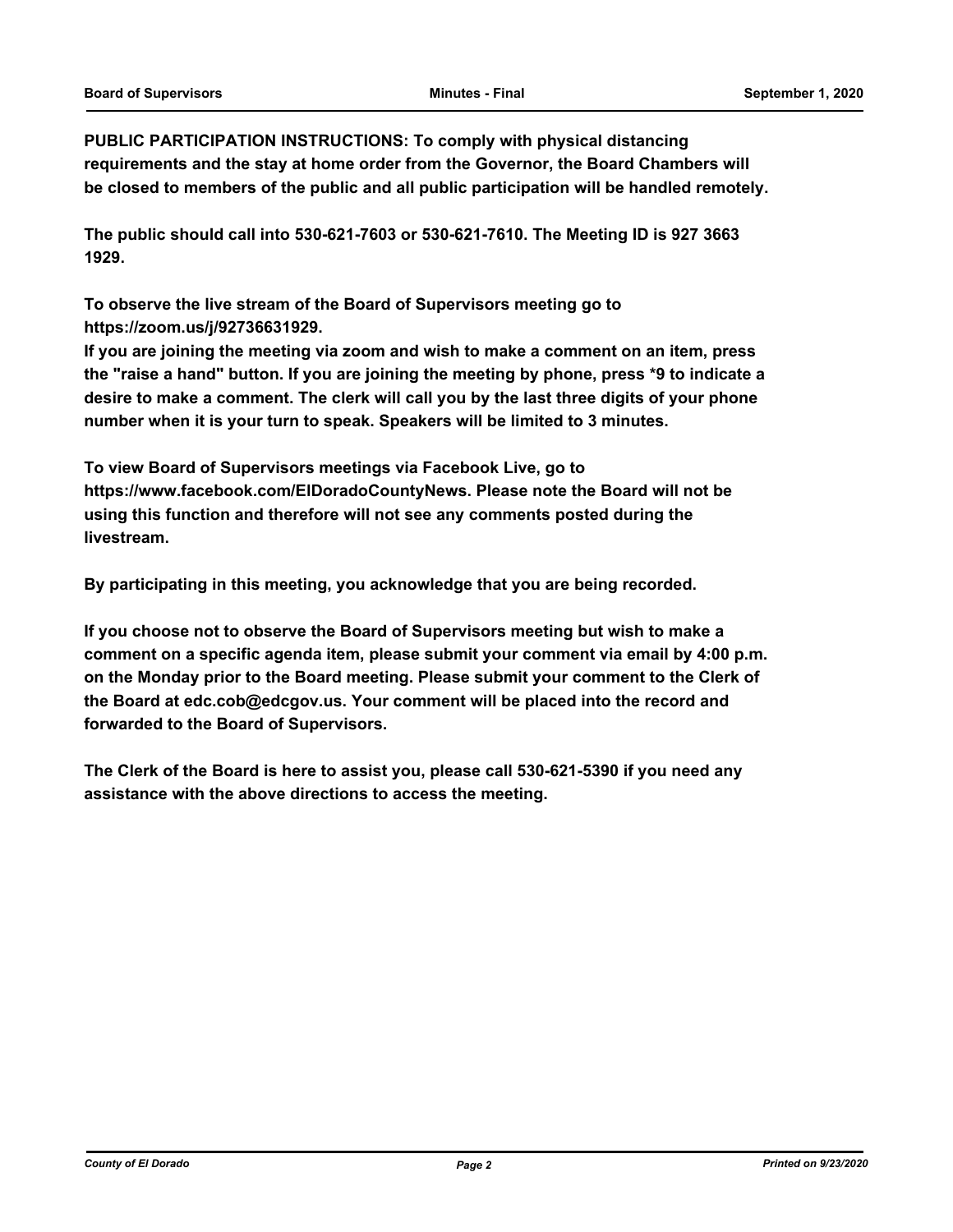**PUBLIC PARTICIPATION INSTRUCTIONS: To comply with physical distancing requirements and the stay at home order from the Governor, the Board Chambers will be closed to members of the public and all public participation will be handled remotely.**

**The public should call into 530-621-7603 or 530-621-7610. The Meeting ID is 927 3663 1929.**

**To observe the live stream of the Board of Supervisors meeting go to https://zoom.us/j/92736631929.**

**If you are joining the meeting via zoom and wish to make a comment on an item, press the "raise a hand" button. If you are joining the meeting by phone, press *9 to indicate a desire to make a comment. The clerk will call you by the last three digits of your phone number when it is your turn to speak. Speakers will be limited to 3 minutes.**

**To view Board of Supervisors meetings via Facebook Live, go to https://www.facebook.com/ElDoradoCountyNews. Please note the Board will not be using this function and therefore will not see any comments posted during the livestream.**

**By participating in this meeting, you acknowledge that you are being recorded.**

**If you choose not to observe the Board of Supervisors meeting but wish to make a comment on a specific agenda item, please submit your comment via email by 4:00 p.m. on the Monday prior to the Board meeting. Please submit your comment to the Clerk of the Board at edc.cob@edcgov.us. Your comment will be placed into the record and forwarded to the Board of Supervisors.**

**The Clerk of the Board is here to assist you, please call 530-621-5390 if you need any assistance with the above directions to access the meeting.**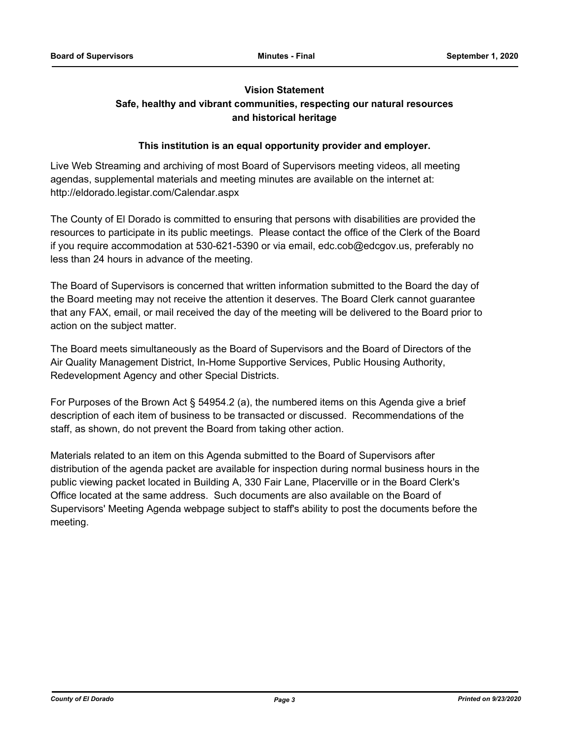**Vision Statement**

**Safe, healthy and vibrant communities, respecting our natural resources and historical heritage**

**This institution is an equal opportunity provider and employer.**

Live Web Streaming and archiving of most Board of Supervisors meeting videos, all meeting agendas, supplemental materials and meeting minutes are available on the internet at: http://eldorado.legistar.com/Calendar.aspx

The County of El Dorado is committed to ensuring that persons with disabilities are provided the resources to participate in its public meetings. Please contact the office of the Clerk of the Board if you require accommodation at 530-621-5390 or via email, edc.cob@edcgov.us, preferably no less than 24 hours in advance of the meeting.

The Board of Supervisors is concerned that written information submitted to the Board the day of the Board meeting may not receive the attention it deserves. The Board Clerk cannot guarantee that any FAX, email, or mail received the day of the meeting will be delivered to the Board prior to action on the subject matter.

The Board meets simultaneously as the Board of Supervisors and the Board of Directors of the Air Quality Management District, In-Home Supportive Services, Public Housing Authority, Redevelopment Agency and other Special Districts.

For Purposes of the Brown Act § 54954.2 (a), the numbered items on this Agenda give a brief description of each item of business to be transacted or discussed. Recommendations of the staff, as shown, do not prevent the Board from taking other action.

Materials related to an item on this Agenda submitted to the Board of Supervisors after distribution of the agenda packet are available for inspection during normal business hours in the public viewing packet located in Building A, 330 Fair Lane, Placerville or in the Board Clerk's Office located at the same address. Such documents are also available on the Board of Supervisors' Meeting Agenda webpage subject to staff's ability to post the documents before the meeting.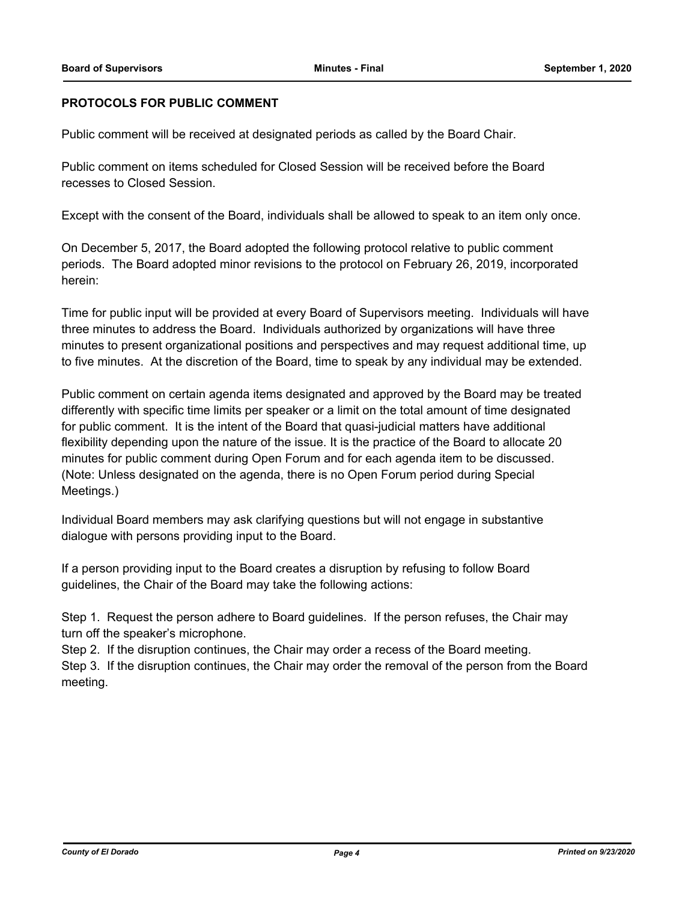## PROTOCOLS FOR PUBLIC COMMENT

Public comment will be received at designated periods as called by the Board Chair.

Public comment on items scheduled for Closed Session will be received before the Board recesses to Closed Session.

Except with the consent of the Board, individuals shall be allowed to speak to an item only once.

On December 5, 2017, the Board adopted the following protocol relative to public comment periods. The Board adopted minor revisions to the protocol on February 26, 2019, incorporated herein:

Time for public input will be provided at every Board of Supervisors meeting. Individuals will have three minutes to address the Board. Individuals authorized by organizations will have three minutes to present organizational positions and perspectives and may request additional time, up to five minutes. At the discretion of the Board, time to speak by any individual may be extended.

Public comment on certain agenda items designated and approved by the Board may be treated differently with specific time limits per speaker or a limit on the total amount of time designated for public comment. It is the intent of the Board that quasi-judicial matters have additional flexibility depending upon the nature of the issue. It is the practice of the Board to allocate 20 minutes for public comment during Open Forum and for each agenda item to be discussed. (Note: Unless designated on the agenda, there is no Open Forum period during Special Meetings.)

Individual Board members may ask clarifying questions but will not engage in substantive dialogue with persons providing input to the Board.

If a person providing input to the Board creates a disruption by refusing to follow Board guidelines, the Chair of the Board may take the following actions:

Step 1. Request the person adhere to Board guidelines. If the person refuses, the Chair may turn off the speaker's microphone.

Step 2. If the disruption continues, the Chair may order a recess of the Board meeting.

Step 3. If the disruption continues, the Chair may order the removal of the person from the Board meeting.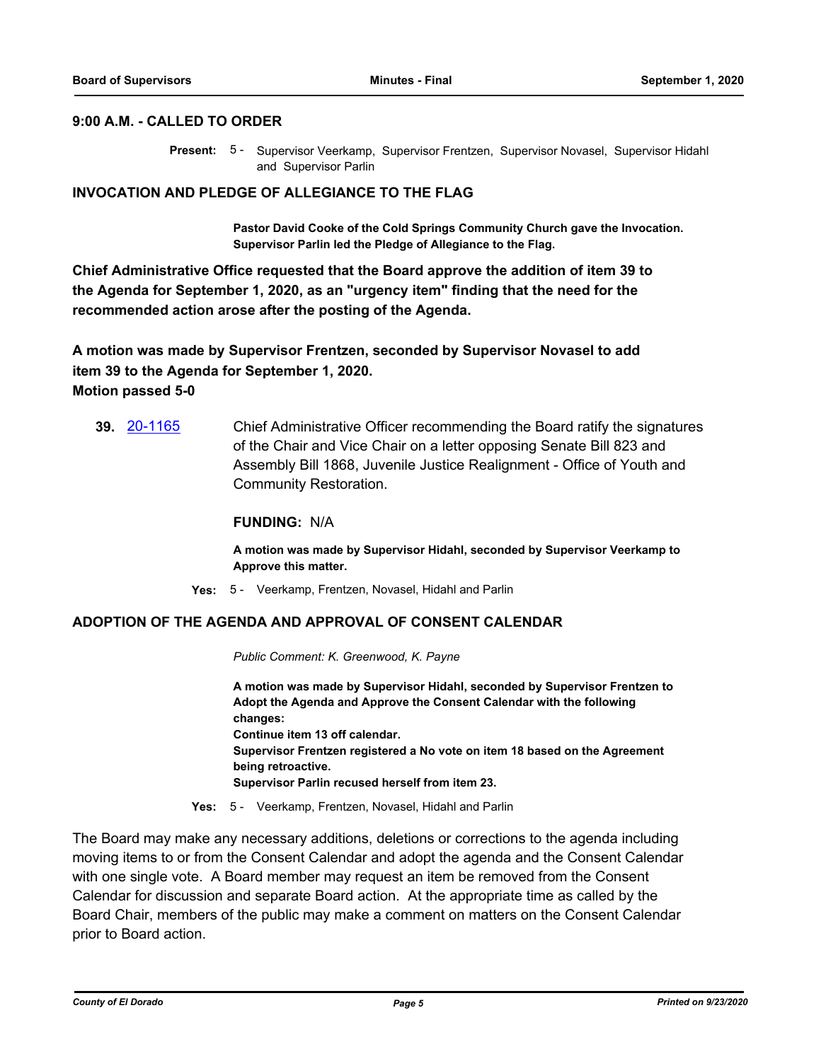## 9:00 A.M. - CALLED TO ORDER

**Present:** 5 - Supervisor Veerkamp, Supervisor Frentzen, Supervisor Novasel, Supervisor Hidahl and Supervisor Parlin

## INVOCATION AND PLEDGE OF ALLEGIANCE TO THE FLAG

**Pastor David Cooke of the Cold Springs Community Church gave the Invocation. Supervisor Parlin led the Pledge of Allegiance to the Flag.**

**Chief Administrative Office requested that the Board approve the addition of item 39 to the Agenda for September 1, 2020, as an "urgency item" finding that the need for the recommended action arose after the posting of the Agenda.**

**A motion was made by Supervisor Frentzen, seconded by Supervisor Novasel to add item 39 to the Agenda for September 1, 2020.**
**Motion passed 5-0**

**39.** 20-1165 Chief Administrative Officer recommending the Board ratify the signatures of the Chair and Vice Chair on a letter opposing Senate Bill 823 and Assembly Bill 1868, Juvenile Justice Realignment - Office of Youth and Community Restoration.

**FUNDING:** N/A

**A motion was made by Supervisor Hidahl, seconded by Supervisor Veerkamp to Approve this matter.**

**Yes:** 5 - Veerkamp, Frentzen, Novasel, Hidahl and Parlin

## ADOPTION OF THE AGENDA AND APPROVAL OF CONSENT CALENDAR

*Public Comment: K. Greenwood, K. Payne*

**A motion was made by Supervisor Hidahl, seconded by Supervisor Frentzen to Adopt the Agenda and Approve the Consent Calendar with the following changes:**
**Continue item 13 off calendar.**
**Supervisor Frentzen registered a No vote on item 18 based on the Agreement being retroactive.**
**Supervisor Parlin recused herself from item 23.**

**Yes:** 5 - Veerkamp, Frentzen, Novasel, Hidahl and Parlin

The Board may make any necessary additions, deletions or corrections to the agenda including moving items to or from the Consent Calendar and adopt the agenda and the Consent Calendar with one single vote. A Board member may request an item be removed from the Consent Calendar for discussion and separate Board action. At the appropriate time as called by the Board Chair, members of the public may make a comment on matters on the Consent Calendar prior to Board action.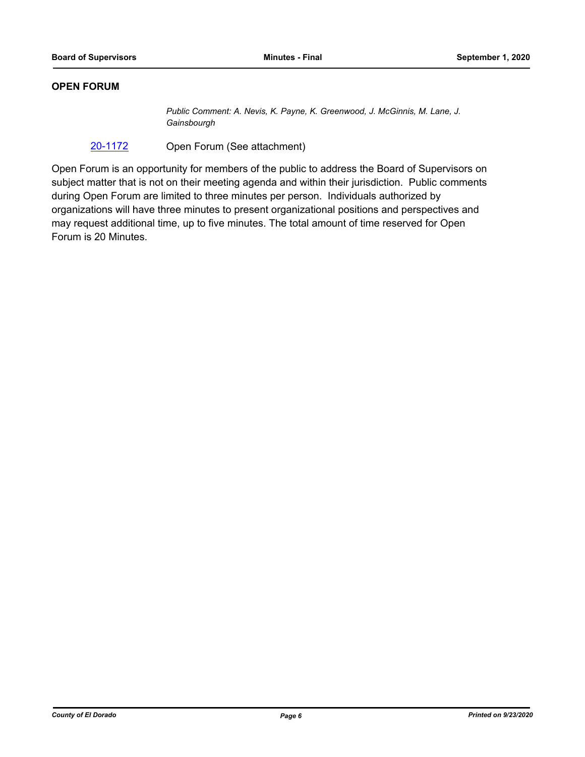## OPEN FORUM

*Public Comment: A. Nevis, K. Payne, K. Greenwood, J. McGinnis, M. Lane, J. Gainsbourgh*

20-1172 Open Forum (See attachment)

Open Forum is an opportunity for members of the public to address the Board of Supervisors on subject matter that is not on their meeting agenda and within their jurisdiction. Public comments during Open Forum are limited to three minutes per person. Individuals authorized by organizations will have three minutes to present organizational positions and perspectives and may request additional time, up to five minutes. The total amount of time reserved for Open Forum is 20 Minutes.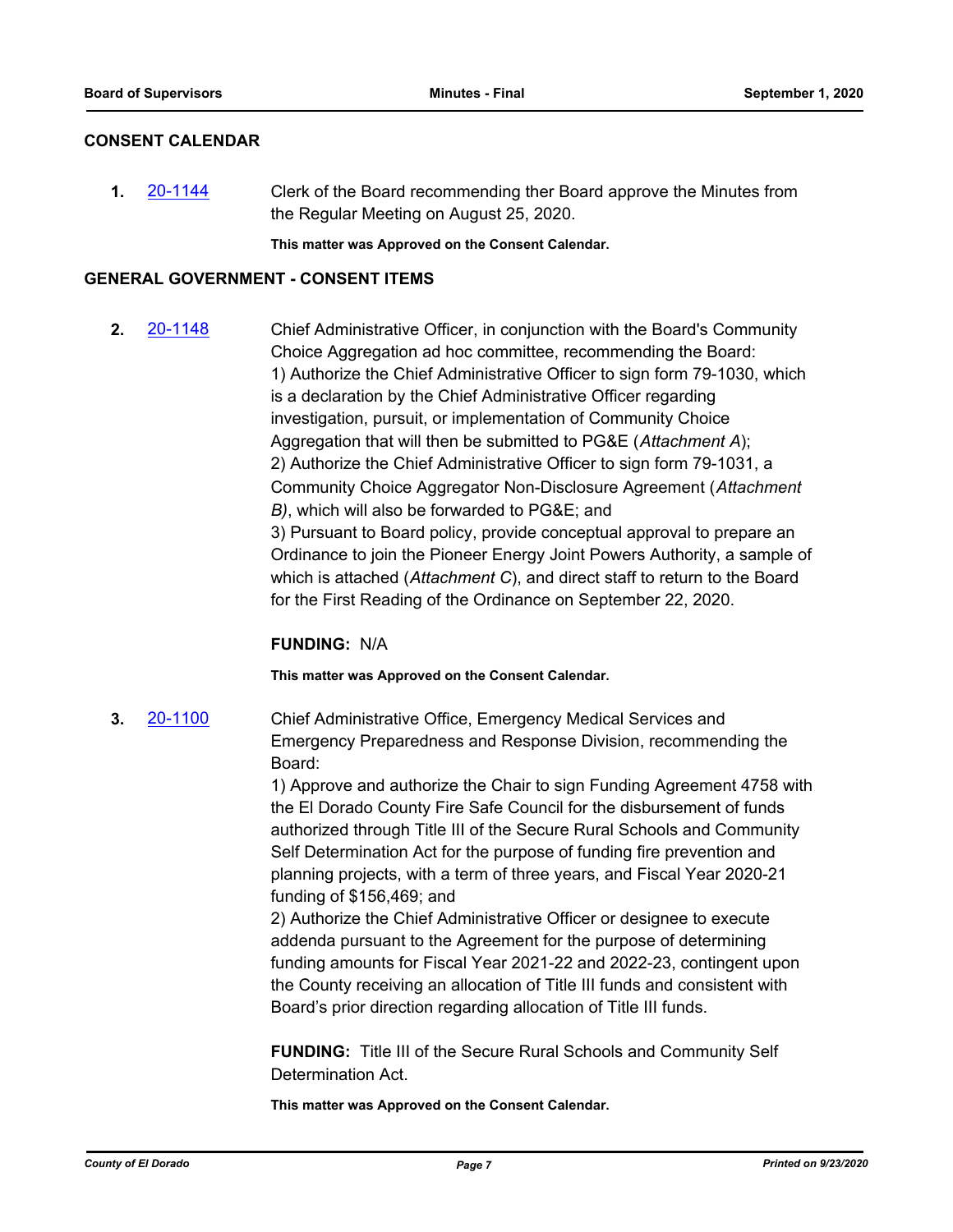## CONSENT CALENDAR

**1.** [20-1144](#) Clerk of the Board recommending ther Board approve the Minutes from the Regular Meeting on August 25, 2020.

**This matter was Approved on the Consent Calendar.**

## GENERAL GOVERNMENT - CONSENT ITEMS

**2.** [20-1148](#) Chief Administrative Officer, in conjunction with the Board's Community Choice Aggregation ad hoc committee, recommending the Board:
1) Authorize the Chief Administrative Officer to sign form 79-1030, which is a declaration by the Chief Administrative Officer regarding investigation, pursuit, or implementation of Community Choice Aggregation that will then be submitted to PG&E (*Attachment A*);
2) Authorize the Chief Administrative Officer to sign form 79-1031, a Community Choice Aggregator Non-Disclosure Agreement (*Attachment B)*, which will also be forwarded to PG&E; and
3) Pursuant to Board policy, provide conceptual approval to prepare an Ordinance to join the Pioneer Energy Joint Powers Authority, a sample of which is attached (*Attachment C*), and direct staff to return to the Board for the First Reading of the Ordinance on September 22, 2020.

**FUNDING:** N/A

**This matter was Approved on the Consent Calendar.**

**3.** [20-1100](#) Chief Administrative Office, Emergency Medical Services and Emergency Preparedness and Response Division, recommending the Board:
1) Approve and authorize the Chair to sign Funding Agreement 4758 with the El Dorado County Fire Safe Council for the disbursement of funds authorized through Title III of the Secure Rural Schools and Community Self Determination Act for the purpose of funding fire prevention and planning projects, with a term of three years, and Fiscal Year 2020-21 funding of $156,469; and
2) Authorize the Chief Administrative Officer or designee to execute addenda pursuant to the Agreement for the purpose of determining funding amounts for Fiscal Year 2021-22 and 2022-23, contingent upon the County receiving an allocation of Title III funds and consistent with Board's prior direction regarding allocation of Title III funds.

**FUNDING:** Title III of the Secure Rural Schools and Community Self Determination Act.

**This matter was Approved on the Consent Calendar.**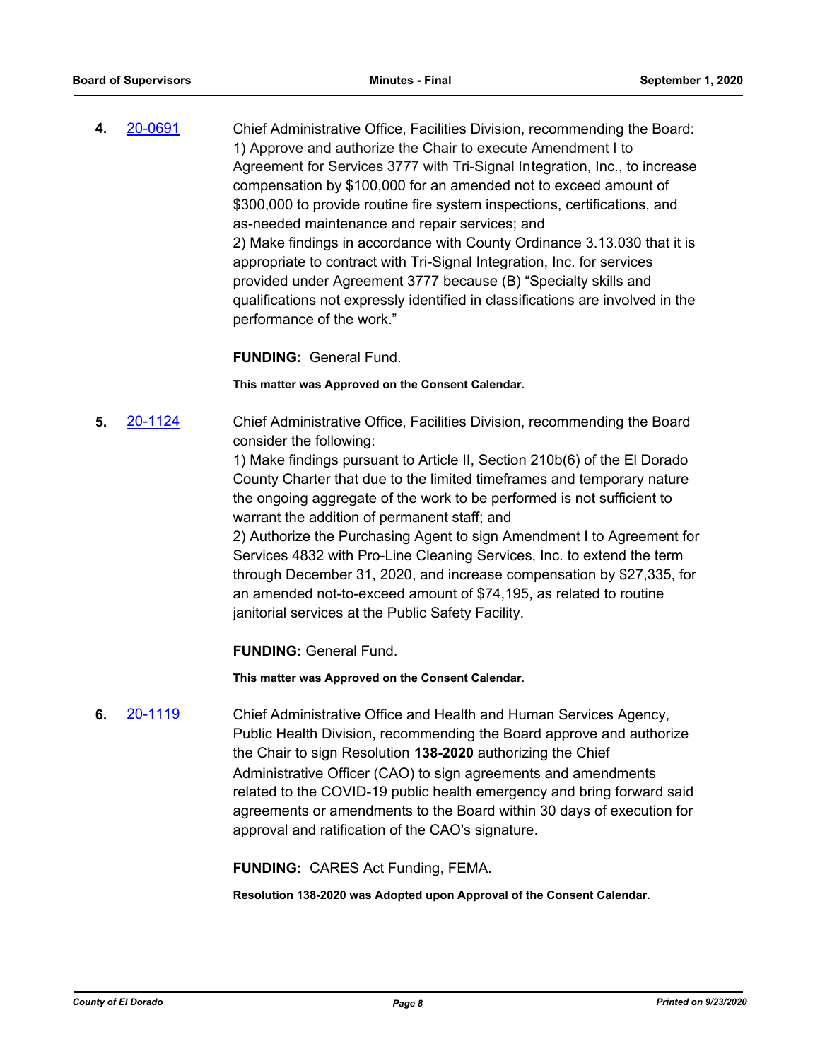**4.** 20-0691 Chief Administrative Office, Facilities Division, recommending the Board:
1) Approve and authorize the Chair to execute Amendment I to Agreement for Services 3777 with Tri-Signal Integration, Inc., to increase compensation by $100,000 for an amended not to exceed amount of $300,000 to provide routine fire system inspections, certifications, and as-needed maintenance and repair services; and
2) Make findings in accordance with County Ordinance 3.13.030 that it is appropriate to contract with Tri-Signal Integration, Inc. for services provided under Agreement 3777 because (B) "Specialty skills and qualifications not expressly identified in classifications are involved in the performance of the work."

**FUNDING:** General Fund.

**This matter was Approved on the Consent Calendar.**

**5.** 20-1124 Chief Administrative Office, Facilities Division, recommending the Board consider the following:
1) Make findings pursuant to Article II, Section 210b(6) of the El Dorado County Charter that due to the limited timeframes and temporary nature the ongoing aggregate of the work to be performed is not sufficient to warrant the addition of permanent staff; and
2) Authorize the Purchasing Agent to sign Amendment I to Agreement for Services 4832 with Pro-Line Cleaning Services, Inc. to extend the term through December 31, 2020, and increase compensation by $27,335, for an amended not-to-exceed amount of $74,195, as related to routine janitorial services at the Public Safety Facility.

**FUNDING:** General Fund.

**This matter was Approved on the Consent Calendar.**

**6.** 20-1119 Chief Administrative Office and Health and Human Services Agency, Public Health Division, recommending the Board approve and authorize the Chair to sign Resolution **138-2020** authorizing the Chief Administrative Officer (CAO) to sign agreements and amendments related to the COVID-19 public health emergency and bring forward said agreements or amendments to the Board within 30 days of execution for approval and ratification of the CAO's signature.

**FUNDING:** CARES Act Funding, FEMA.

**Resolution 138-2020 was Adopted upon Approval of the Consent Calendar.**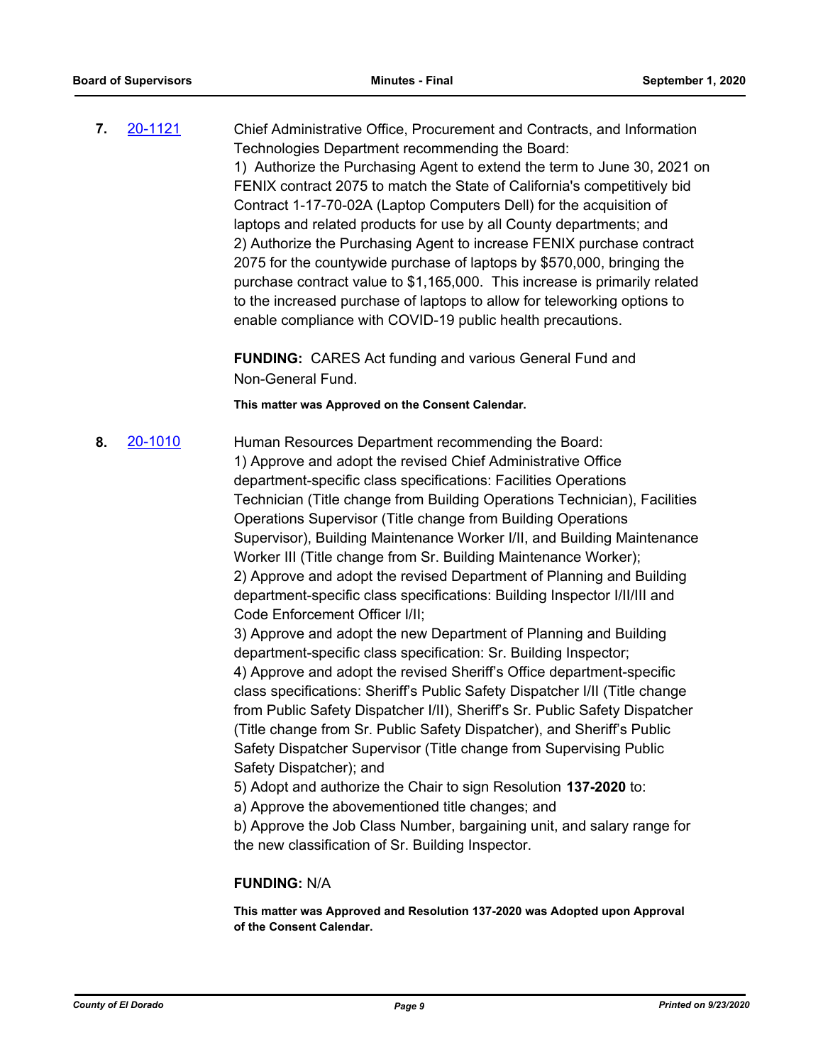**7.** [20-1121](20-1121)

Chief Administrative Office, Procurement and Contracts, and Information Technologies Department recommending the Board:

1) Authorize the Purchasing Agent to extend the term to June 30, 2021 on FENIX contract 2075 to match the State of California's competitively bid Contract 1-17-70-02A (Laptop Computers Dell) for the acquisition of laptops and related products for use by all County departments; and

2) Authorize the Purchasing Agent to increase FENIX purchase contract 2075 for the countywide purchase of laptops by $570,000, bringing the purchase contract value to $1,165,000. This increase is primarily related to the increased purchase of laptops to allow for teleworking options to enable compliance with COVID-19 public health precautions.

**FUNDING:** CARES Act funding and various General Fund and Non-General Fund.

**This matter was Approved on the Consent Calendar.**

**8.** [20-1010](20-1010)

Human Resources Department recommending the Board:

1) Approve and adopt the revised Chief Administrative Office department-specific class specifications: Facilities Operations Technician (Title change from Building Operations Technician), Facilities Operations Supervisor (Title change from Building Operations Supervisor), Building Maintenance Worker I/II, and Building Maintenance Worker III (Title change from Sr. Building Maintenance Worker);

2) Approve and adopt the revised Department of Planning and Building department-specific class specifications: Building Inspector I/II/III and Code Enforcement Officer I/II;

3) Approve and adopt the new Department of Planning and Building department-specific class specification: Sr. Building Inspector;

4) Approve and adopt the revised Sheriff's Office department-specific class specifications: Sheriff's Public Safety Dispatcher I/II (Title change from Public Safety Dispatcher I/II), Sheriff's Sr. Public Safety Dispatcher (Title change from Sr. Public Safety Dispatcher), and Sheriff's Public Safety Dispatcher Supervisor (Title change from Supervising Public Safety Dispatcher); and

5) Adopt and authorize the Chair to sign Resolution **137-2020** to:

a) Approve the abovementioned title changes; and

b) Approve the Job Class Number, bargaining unit, and salary range for the new classification of Sr. Building Inspector.

**FUNDING:** N/A

**This matter was Approved and Resolution 137-2020 was Adopted upon Approval of the Consent Calendar.**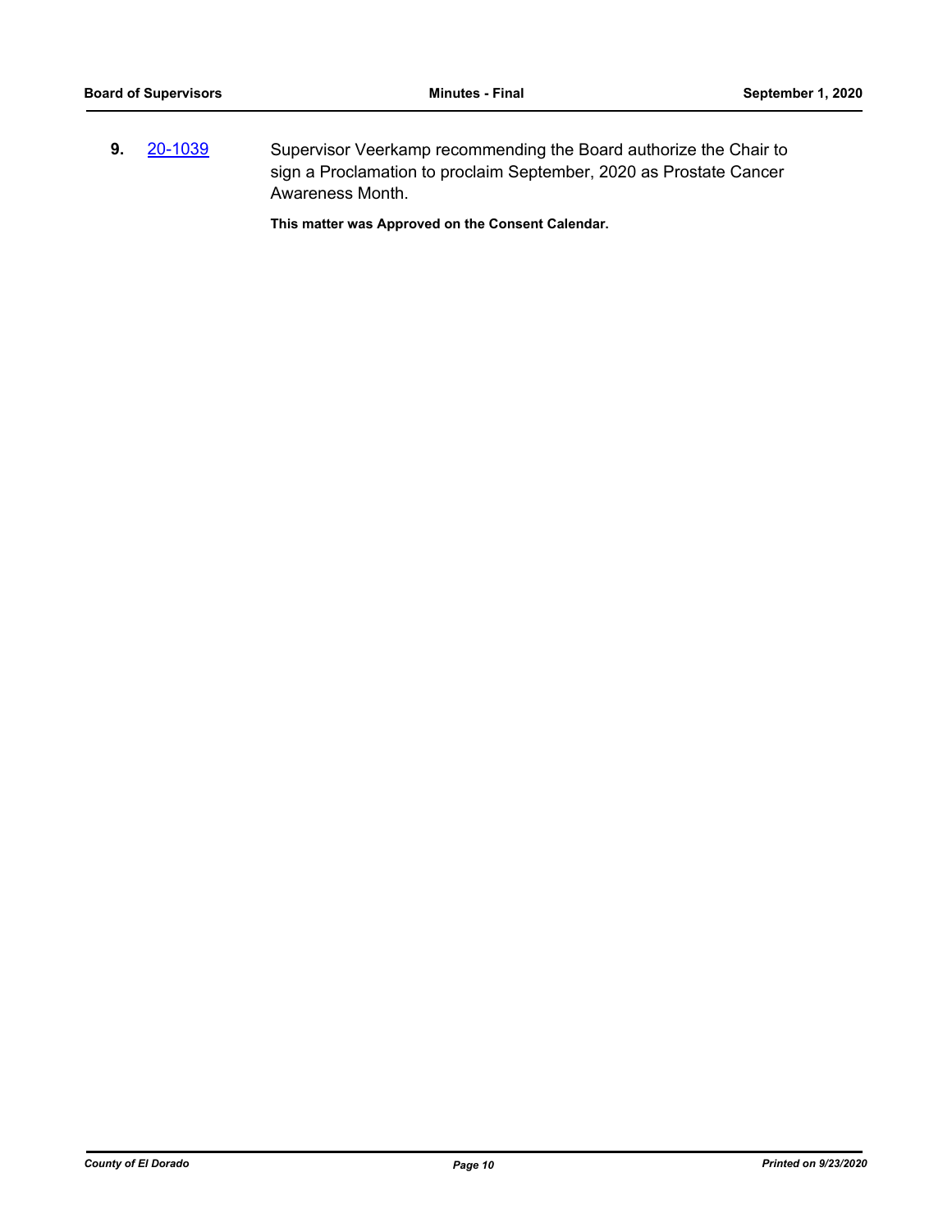**9.** 20-1039 Supervisor Veerkamp recommending the Board authorize the Chair to sign a Proclamation to proclaim September, 2020 as Prostate Cancer Awareness Month.

**This matter was Approved on the Consent Calendar.**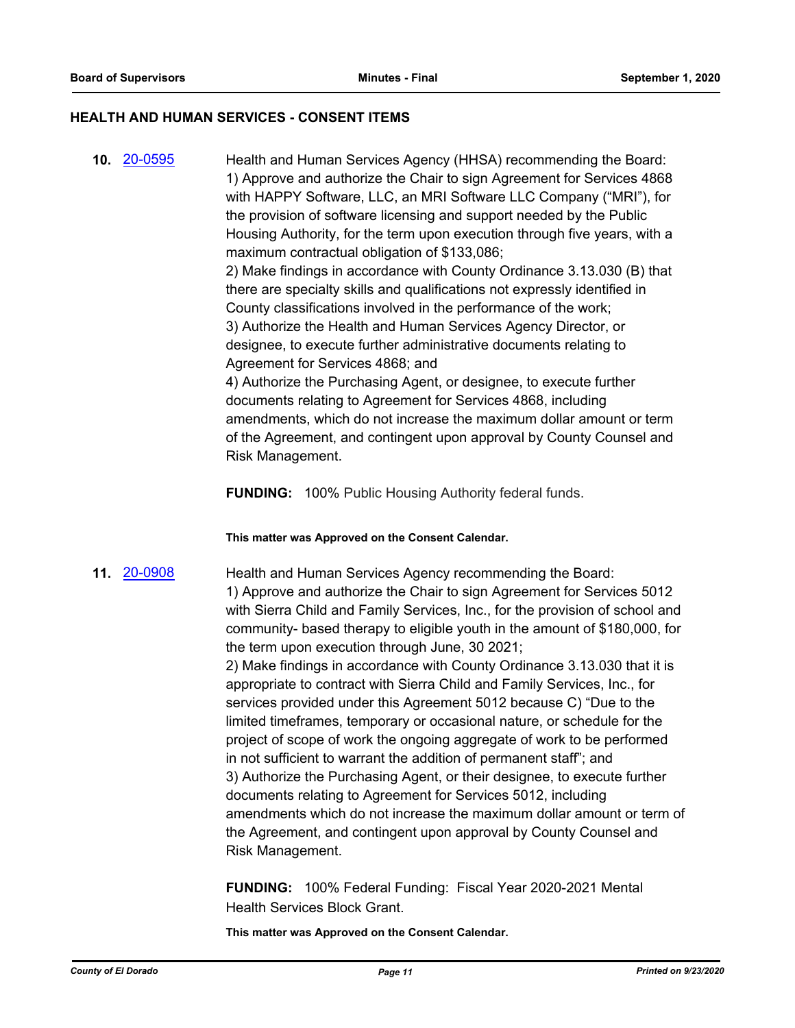## HEALTH AND HUMAN SERVICES - CONSENT ITEMS

**10.** 20-0595 Health and Human Services Agency (HHSA) recommending the Board:
1) Approve and authorize the Chair to sign Agreement for Services 4868 with HAPPY Software, LLC, an MRI Software LLC Company ("MRI"), for the provision of software licensing and support needed by the Public Housing Authority, for the term upon execution through five years, with a maximum contractual obligation of $133,086;
2) Make findings in accordance with County Ordinance 3.13.030 (B) that there are specialty skills and qualifications not expressly identified in County classifications involved in the performance of the work;
3) Authorize the Health and Human Services Agency Director, or designee, to execute further administrative documents relating to Agreement for Services 4868; and
4) Authorize the Purchasing Agent, or designee, to execute further documents relating to Agreement for Services 4868, including amendments, which do not increase the maximum dollar amount or term of the Agreement, and contingent upon approval by County Counsel and Risk Management.

**FUNDING:** 100% Public Housing Authority federal funds.

**This matter was Approved on the Consent Calendar.**

**11.** 20-0908 Health and Human Services Agency recommending the Board:
1) Approve and authorize the Chair to sign Agreement for Services 5012 with Sierra Child and Family Services, Inc., for the provision of school and community- based therapy to eligible youth in the amount of $180,000, for the term upon execution through June, 30 2021;
2) Make findings in accordance with County Ordinance 3.13.030 that it is appropriate to contract with Sierra Child and Family Services, Inc., for services provided under this Agreement 5012 because C) "Due to the limited timeframes, temporary or occasional nature, or schedule for the project of scope of work the ongoing aggregate of work to be performed in not sufficient to warrant the addition of permanent staff"; and
3) Authorize the Purchasing Agent, or their designee, to execute further documents relating to Agreement for Services 5012, including amendments which do not increase the maximum dollar amount or term of the Agreement, and contingent upon approval by County Counsel and Risk Management.

**FUNDING:** 100% Federal Funding: Fiscal Year 2020-2021 Mental Health Services Block Grant.

**This matter was Approved on the Consent Calendar.**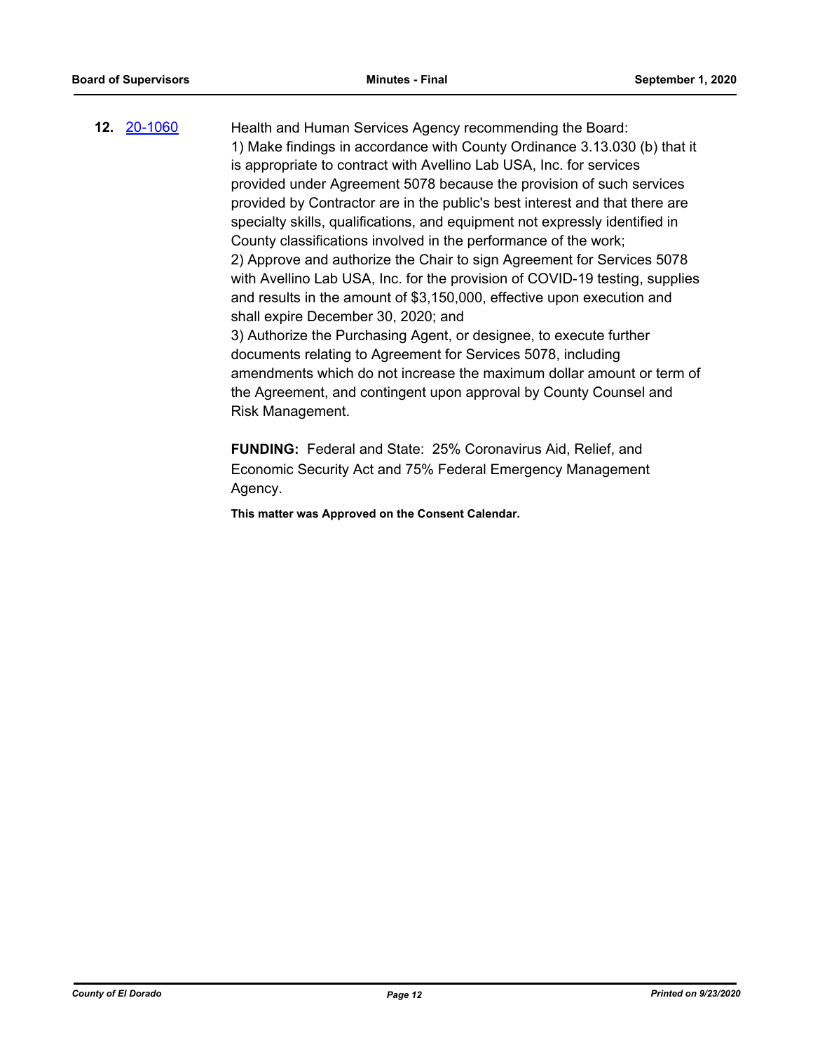**12.** [20-1060](20-1060)

Health and Human Services Agency recommending the Board:
1) Make findings in accordance with County Ordinance 3.13.030 (b) that it is appropriate to contract with Avellino Lab USA, Inc. for services provided under Agreement 5078 because the provision of such services provided by Contractor are in the public's best interest and that there are specialty skills, qualifications, and equipment not expressly identified in County classifications involved in the performance of the work;
2) Approve and authorize the Chair to sign Agreement for Services 5078 with Avellino Lab USA, Inc. for the provision of COVID-19 testing, supplies and results in the amount of $3,150,000, effective upon execution and shall expire December 30, 2020; and
3) Authorize the Purchasing Agent, or designee, to execute further documents relating to Agreement for Services 5078, including amendments which do not increase the maximum dollar amount or term of the Agreement, and contingent upon approval by County Counsel and Risk Management.

**FUNDING:** Federal and State: 25% Coronavirus Aid, Relief, and Economic Security Act and 75% Federal Emergency Management Agency.

**This matter was Approved on the Consent Calendar.**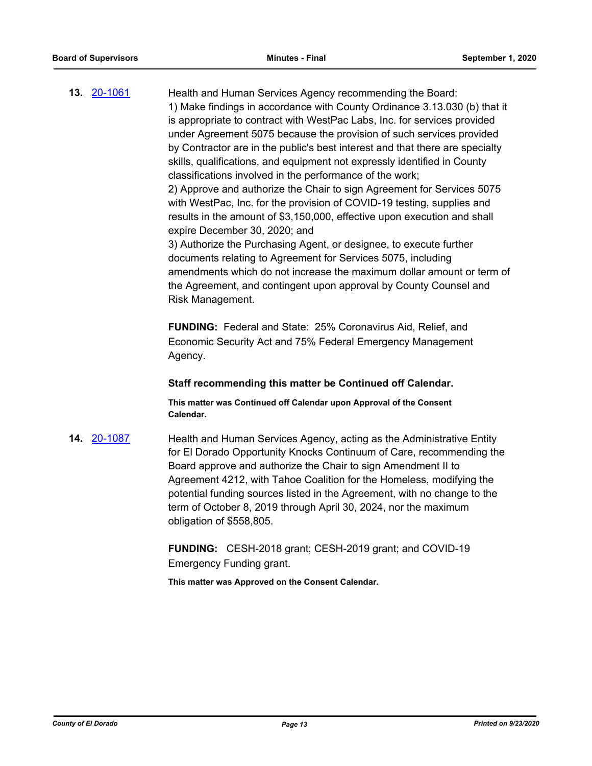**13.** [20-1061](20-1061)

Health and Human Services Agency recommending the Board:
1) Make findings in accordance with County Ordinance 3.13.030 (b) that it is appropriate to contract with WestPac Labs, Inc. for services provided under Agreement 5075 because the provision of such services provided by Contractor are in the public's best interest and that there are specialty skills, qualifications, and equipment not expressly identified in County classifications involved in the performance of the work;
2) Approve and authorize the Chair to sign Agreement for Services 5075 with WestPac, Inc. for the provision of COVID-19 testing, supplies and results in the amount of $3,150,000, effective upon execution and shall expire December 30, 2020; and
3) Authorize the Purchasing Agent, or designee, to execute further documents relating to Agreement for Services 5075, including amendments which do not increase the maximum dollar amount or term of the Agreement, and contingent upon approval by County Counsel and Risk Management.

**FUNDING:** Federal and State: 25% Coronavirus Aid, Relief, and Economic Security Act and 75% Federal Emergency Management Agency.

**Staff recommending this matter be Continued off Calendar.**

**This matter was Continued off Calendar upon Approval of the Consent Calendar.**

**14.** [20-1087](20-1087)

Health and Human Services Agency, acting as the Administrative Entity for El Dorado Opportunity Knocks Continuum of Care, recommending the Board approve and authorize the Chair to sign Amendment II to Agreement 4212, with Tahoe Coalition for the Homeless, modifying the potential funding sources listed in the Agreement, with no change to the term of October 8, 2019 through April 30, 2024, nor the maximum obligation of $558,805.

**FUNDING:** CESH-2018 grant; CESH-2019 grant; and COVID-19 Emergency Funding grant.

**This matter was Approved on the Consent Calendar.**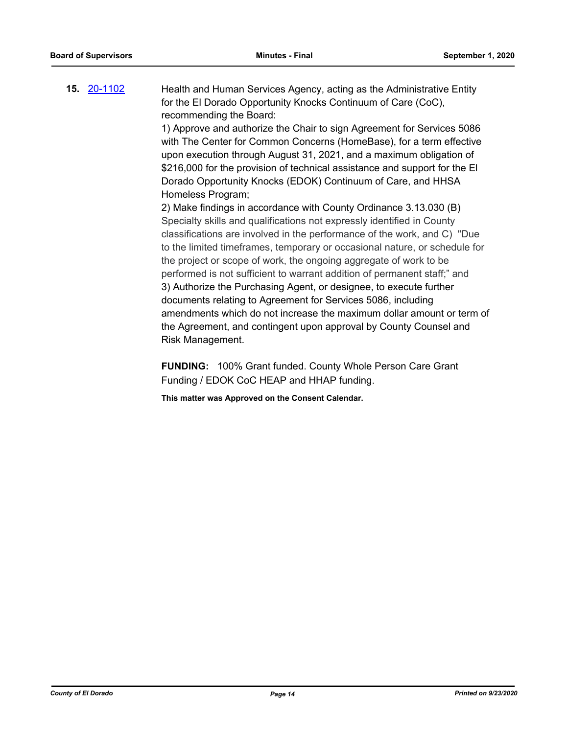**15.** 20-1102

Health and Human Services Agency, acting as the Administrative Entity for the El Dorado Opportunity Knocks Continuum of Care (CoC), recommending the Board:

1) Approve and authorize the Chair to sign Agreement for Services 5086 with The Center for Common Concerns (HomeBase), for a term effective upon execution through August 31, 2021, and a maximum obligation of $216,000 for the provision of technical assistance and support for the El Dorado Opportunity Knocks (EDOK) Continuum of Care, and HHSA Homeless Program;

2) Make findings in accordance with County Ordinance 3.13.030 (B) Specialty skills and qualifications not expressly identified in County classifications are involved in the performance of the work, and C) "Due to the limited timeframes, temporary or occasional nature, or schedule for the project or scope of work, the ongoing aggregate of work to be performed is not sufficient to warrant addition of permanent staff;" and

3) Authorize the Purchasing Agent, or designee, to execute further documents relating to Agreement for Services 5086, including amendments which do not increase the maximum dollar amount or term of the Agreement, and contingent upon approval by County Counsel and Risk Management.

**FUNDING:** 100% Grant funded. County Whole Person Care Grant Funding / EDOK CoC HEAP and HHAP funding.

**This matter was Approved on the Consent Calendar.**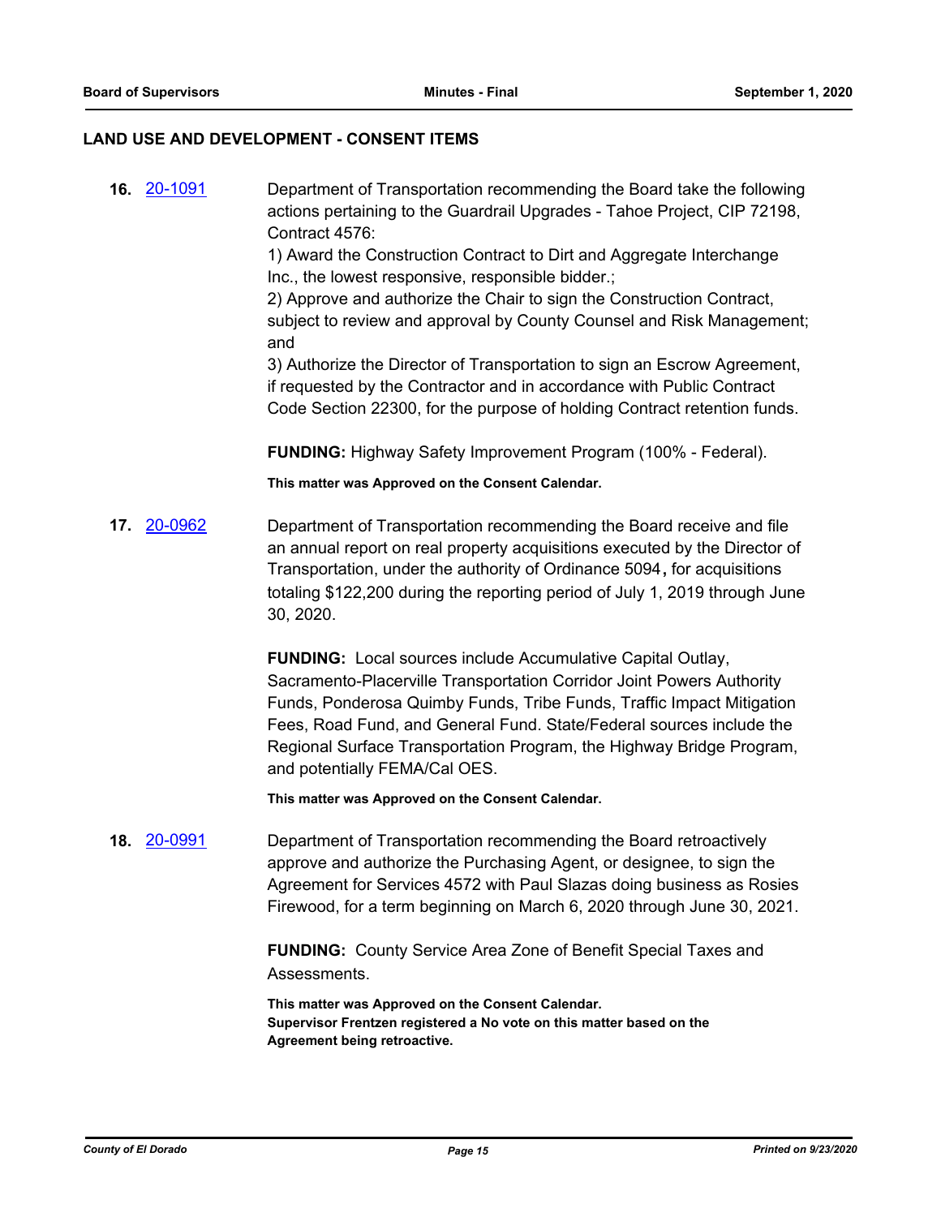## LAND USE AND DEVELOPMENT - CONSENT ITEMS

**16.** 20-1091

Department of Transportation recommending the Board take the following actions pertaining to the Guardrail Upgrades - Tahoe Project, CIP 72198, Contract 4576:
1) Award the Construction Contract to Dirt and Aggregate Interchange Inc., the lowest responsive, responsible bidder.;
2) Approve and authorize the Chair to sign the Construction Contract, subject to review and approval by County Counsel and Risk Management; and
3) Authorize the Director of Transportation to sign an Escrow Agreement, if requested by the Contractor and in accordance with Public Contract Code Section 22300, for the purpose of holding Contract retention funds.

**FUNDING:** Highway Safety Improvement Program (100% - Federal).

**This matter was Approved on the Consent Calendar.**

**17.** 20-0962

Department of Transportation recommending the Board receive and file an annual report on real property acquisitions executed by the Director of Transportation, under the authority of Ordinance 5094**,** for acquisitions totaling $122,200 during the reporting period of July 1, 2019 through June 30, 2020.

**FUNDING:** Local sources include Accumulative Capital Outlay, Sacramento-Placerville Transportation Corridor Joint Powers Authority Funds, Ponderosa Quimby Funds, Tribe Funds, Traffic Impact Mitigation Fees, Road Fund, and General Fund. State/Federal sources include the Regional Surface Transportation Program, the Highway Bridge Program, and potentially FEMA/Cal OES.

**This matter was Approved on the Consent Calendar.**

**18.** 20-0991

Department of Transportation recommending the Board retroactively approve and authorize the Purchasing Agent, or designee, to sign the Agreement for Services 4572 with Paul Slazas doing business as Rosies Firewood, for a term beginning on March 6, 2020 through June 30, 2021.

**FUNDING:** County Service Area Zone of Benefit Special Taxes and Assessments.

**This matter was Approved on the Consent Calendar.**
**Supervisor Frentzen registered a No vote on this matter based on the Agreement being retroactive.**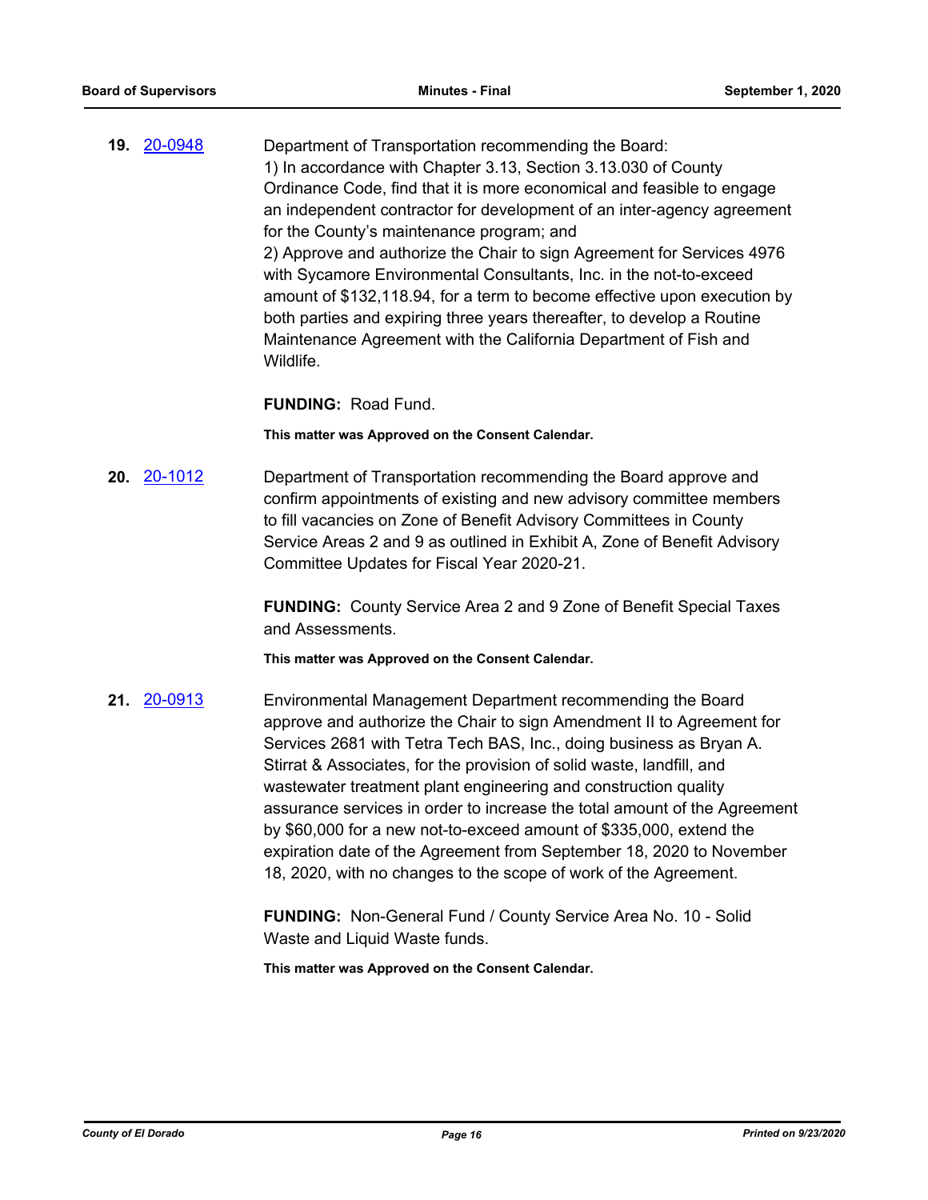**19.** 20-0948

Department of Transportation recommending the Board:
1) In accordance with Chapter 3.13, Section 3.13.030 of County Ordinance Code, find that it is more economical and feasible to engage an independent contractor for development of an inter-agency agreement for the County's maintenance program; and
2) Approve and authorize the Chair to sign Agreement for Services 4976 with Sycamore Environmental Consultants, Inc. in the not-to-exceed amount of $132,118.94, for a term to become effective upon execution by both parties and expiring three years thereafter, to develop a Routine Maintenance Agreement with the California Department of Fish and Wildlife.

**FUNDING:** Road Fund.

**This matter was Approved on the Consent Calendar.**

**20.** 20-1012

Department of Transportation recommending the Board approve and confirm appointments of existing and new advisory committee members to fill vacancies on Zone of Benefit Advisory Committees in County Service Areas 2 and 9 as outlined in Exhibit A, Zone of Benefit Advisory Committee Updates for Fiscal Year 2020-21.

**FUNDING:** County Service Area 2 and 9 Zone of Benefit Special Taxes and Assessments.

**This matter was Approved on the Consent Calendar.**

**21.** 20-0913

Environmental Management Department recommending the Board approve and authorize the Chair to sign Amendment II to Agreement for Services 2681 with Tetra Tech BAS, Inc., doing business as Bryan A. Stirrat & Associates, for the provision of solid waste, landfill, and wastewater treatment plant engineering and construction quality assurance services in order to increase the total amount of the Agreement by $60,000 for a new not-to-exceed amount of $335,000, extend the expiration date of the Agreement from September 18, 2020 to November 18, 2020, with no changes to the scope of work of the Agreement.

**FUNDING:** Non-General Fund / County Service Area No. 10 - Solid Waste and Liquid Waste funds.

**This matter was Approved on the Consent Calendar.**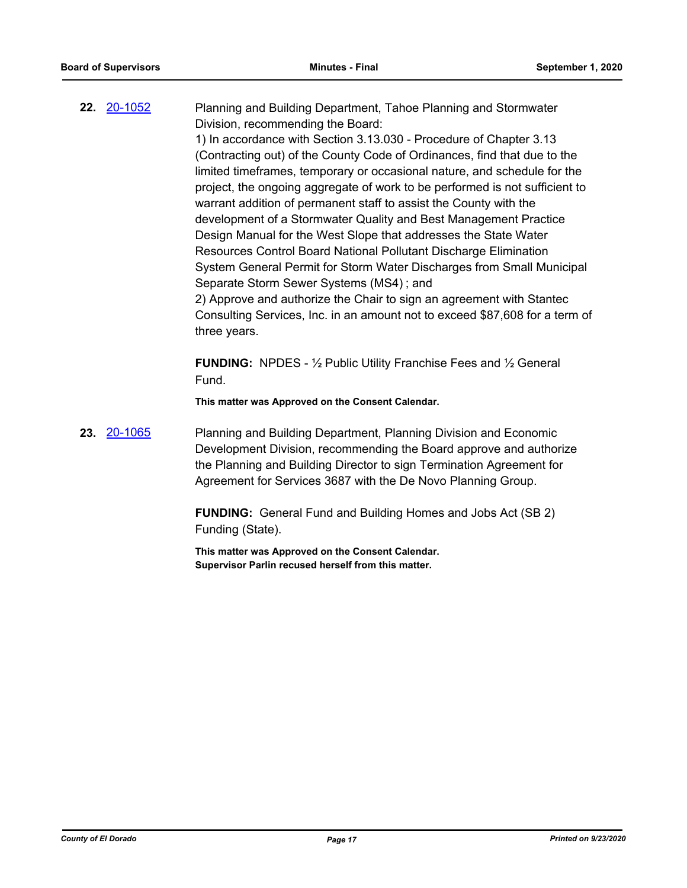**22.** 20-1052

Planning and Building Department, Tahoe Planning and Stormwater Division, recommending the Board:
1) In accordance with Section 3.13.030 - Procedure of Chapter 3.13 (Contracting out) of the County Code of Ordinances, find that due to the limited timeframes, temporary or occasional nature, and schedule for the project, the ongoing aggregate of work to be performed is not sufficient to warrant addition of permanent staff to assist the County with the development of a Stormwater Quality and Best Management Practice Design Manual for the West Slope that addresses the State Water Resources Control Board National Pollutant Discharge Elimination System General Permit for Storm Water Discharges from Small Municipal Separate Storm Sewer Systems (MS4) ; and
2) Approve and authorize the Chair to sign an agreement with Stantec Consulting Services, Inc. in an amount not to exceed $87,608 for a term of three years.

**FUNDING:** NPDES - ½ Public Utility Franchise Fees and ½ General Fund.

**This matter was Approved on the Consent Calendar.**

**23.** 20-1065

Planning and Building Department, Planning Division and Economic Development Division, recommending the Board approve and authorize the Planning and Building Director to sign Termination Agreement for Agreement for Services 3687 with the De Novo Planning Group.

**FUNDING:** General Fund and Building Homes and Jobs Act (SB 2) Funding (State).

**This matter was Approved on the Consent Calendar.**
**Supervisor Parlin recused herself from this matter.**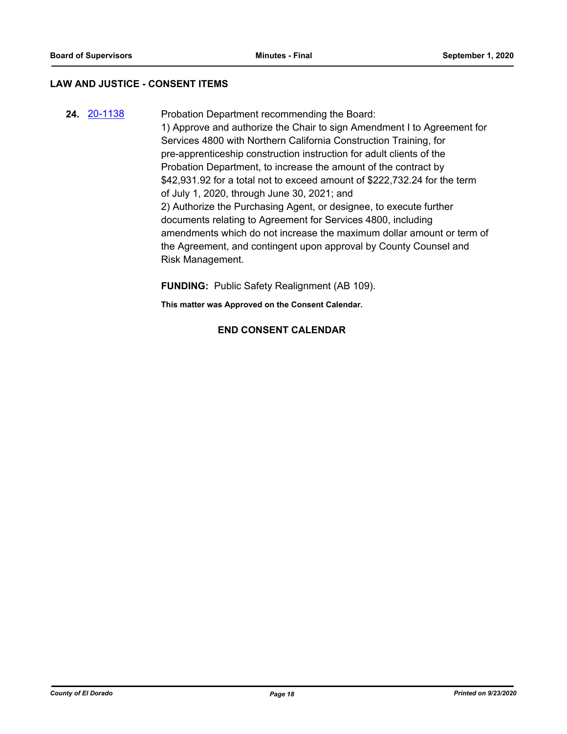## LAW AND JUSTICE - CONSENT ITEMS

**24.** [20-1138](20-1138) Probation Department recommending the Board:

1) Approve and authorize the Chair to sign Amendment I to Agreement for Services 4800 with Northern California Construction Training, for pre-apprenticeship construction instruction for adult clients of the Probation Department, to increase the amount of the contract by $42,931.92 for a total not to exceed amount of $222,732.24 for the term of July 1, 2020, through June 30, 2021; and

2) Authorize the Purchasing Agent, or designee, to execute further documents relating to Agreement for Services 4800, including amendments which do not increase the maximum dollar amount or term of the Agreement, and contingent upon approval by County Counsel and Risk Management.

**FUNDING:** Public Safety Realignment (AB 109).

**This matter was Approved on the Consent Calendar.**

**END CONSENT CALENDAR**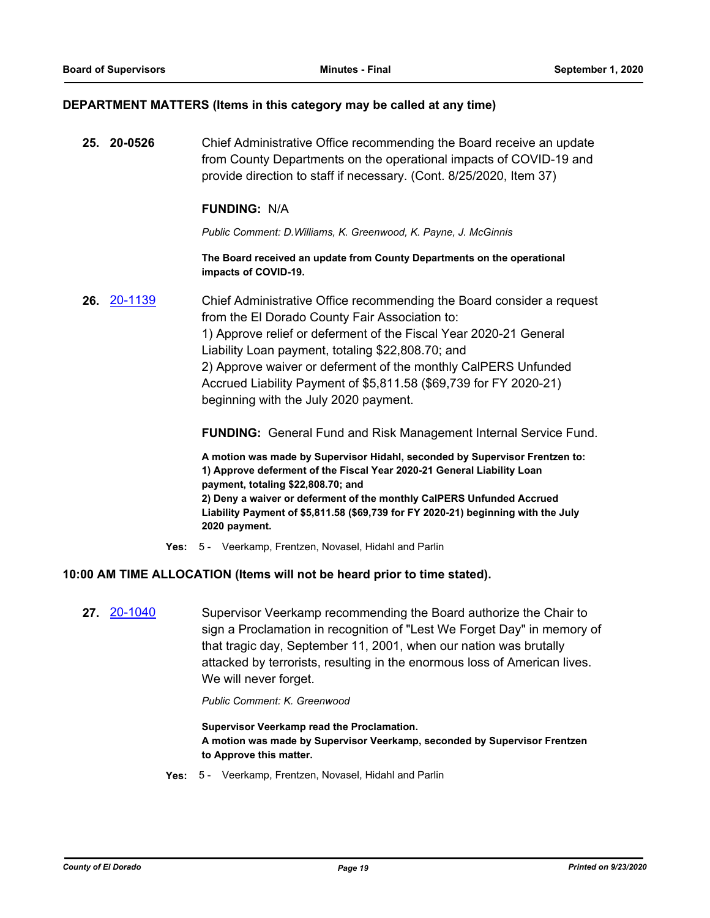### DEPARTMENT MATTERS (Items in this category may be called at any time)

**25. 20-0526** Chief Administrative Office recommending the Board receive an update from County Departments on the operational impacts of COVID-19 and provide direction to staff if necessary. (Cont. 8/25/2020, Item 37)

**FUNDING:** N/A

*Public Comment: D.Williams, K. Greenwood, K. Payne, J. McGinnis*

**The Board received an update from County Departments on the operational impacts of COVID-19.**

**26. 20-1139** Chief Administrative Office recommending the Board consider a request from the El Dorado County Fair Association to:
1) Approve relief or deferment of the Fiscal Year 2020-21 General Liability Loan payment, totaling $22,808.70; and
2) Approve waiver or deferment of the monthly CalPERS Unfunded Accrued Liability Payment of $5,811.58 ($69,739 for FY 2020-21) beginning with the July 2020 payment.

**FUNDING:** General Fund and Risk Management Internal Service Fund.

**A motion was made by Supervisor Hidahl, seconded by Supervisor Frentzen to:**
**1) Approve deferment of the Fiscal Year 2020-21 General Liability Loan payment, totaling $22,808.70; and**
**2) Deny a waiver or deferment of the monthly CalPERS Unfunded Accrued Liability Payment of $5,811.58 ($69,739 for FY 2020-21) beginning with the July 2020 payment.**

**Yes:** 5 - Veerkamp, Frentzen, Novasel, Hidahl and Parlin

### 10:00 AM TIME ALLOCATION (Items will not be heard prior to time stated).

**27. 20-1040** Supervisor Veerkamp recommending the Board authorize the Chair to sign a Proclamation in recognition of "Lest We Forget Day" in memory of that tragic day, September 11, 2001, when our nation was brutally attacked by terrorists, resulting in the enormous loss of American lives. We will never forget.

*Public Comment: K. Greenwood*

**Supervisor Veerkamp read the Proclamation.**
**A motion was made by Supervisor Veerkamp, seconded by Supervisor Frentzen to Approve this matter.**

**Yes:** 5 - Veerkamp, Frentzen, Novasel, Hidahl and Parlin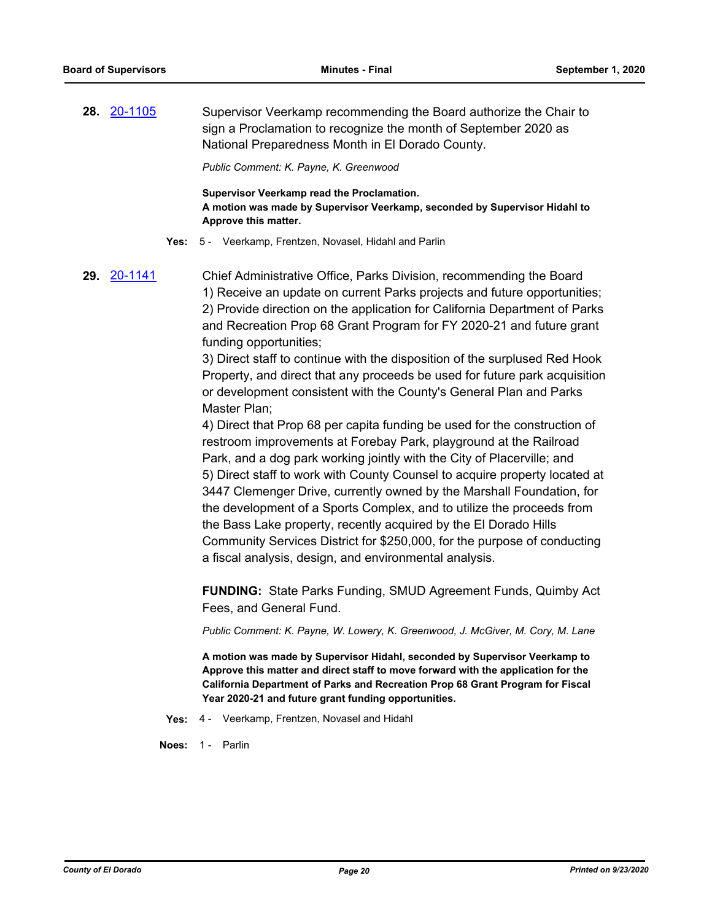**28.** 20-1105 Supervisor Veerkamp recommending the Board authorize the Chair to sign a Proclamation to recognize the month of September 2020 as National Preparedness Month in El Dorado County.

*Public Comment: K. Payne, K. Greenwood*

**Supervisor Veerkamp read the Proclamation.**
**A motion was made by Supervisor Veerkamp, seconded by Supervisor Hidahl to Approve this matter.**

**Yes:** 5 - Veerkamp, Frentzen, Novasel, Hidahl and Parlin

**29.** 20-1141 Chief Administrative Office, Parks Division, recommending the Board
1) Receive an update on current Parks projects and future opportunities;
2) Provide direction on the application for California Department of Parks and Recreation Prop 68 Grant Program for FY 2020-21 and future grant funding opportunities;
3) Direct staff to continue with the disposition of the surplused Red Hook Property, and direct that any proceeds be used for future park acquisition or development consistent with the County's General Plan and Parks Master Plan;
4) Direct that Prop 68 per capita funding be used for the construction of restroom improvements at Forebay Park, playground at the Railroad Park, and a dog park working jointly with the City of Placerville; and
5) Direct staff to work with County Counsel to acquire property located at 3447 Clemenger Drive, currently owned by the Marshall Foundation, for the development of a Sports Complex, and to utilize the proceeds from the Bass Lake property, recently acquired by the El Dorado Hills Community Services District for $250,000, for the purpose of conducting a fiscal analysis, design, and environmental analysis.

**FUNDING:** State Parks Funding, SMUD Agreement Funds, Quimby Act Fees, and General Fund.

*Public Comment: K. Payne, W. Lowery, K. Greenwood, J. McGiver, M. Cory, M. Lane*

**A motion was made by Supervisor Hidahl, seconded by Supervisor Veerkamp to Approve this matter and direct staff to move forward with the application for the California Department of Parks and Recreation Prop 68 Grant Program for Fiscal Year 2020-21 and future grant funding opportunities.**

**Yes:** 4 - Veerkamp, Frentzen, Novasel and Hidahl

**Noes:** 1 - Parlin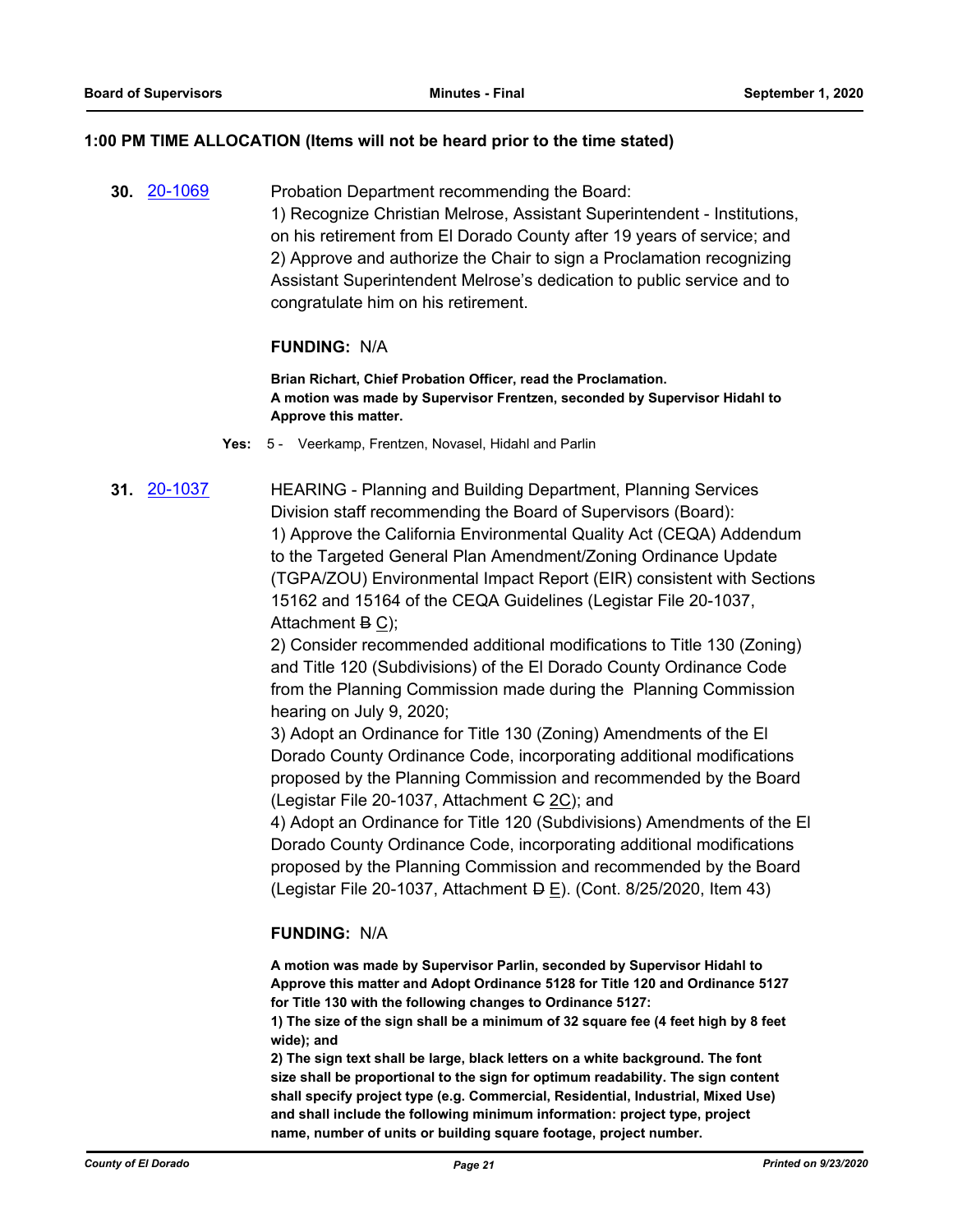**1:00 PM TIME ALLOCATION (Items will not be heard prior to the time stated)**

**30.** 20-1069 Probation Department recommending the Board:
1) Recognize Christian Melrose, Assistant Superintendent - Institutions, on his retirement from El Dorado County after 19 years of service; and
2) Approve and authorize the Chair to sign a Proclamation recognizing Assistant Superintendent Melrose's dedication to public service and to congratulate him on his retirement.

**FUNDING:** N/A

**Brian Richart, Chief Probation Officer, read the Proclamation.**
**A motion was made by Supervisor Frentzen, seconded by Supervisor Hidahl to Approve this matter.**

**Yes:** 5 - Veerkamp, Frentzen, Novasel, Hidahl and Parlin

**31.** 20-1037 HEARING - Planning and Building Department, Planning Services Division staff recommending the Board of Supervisors (Board):
1) Approve the California Environmental Quality Act (CEQA) Addendum to the Targeted General Plan Amendment/Zoning Ordinance Update (TGPA/ZOU) Environmental Impact Report (EIR) consistent with Sections 15162 and 15164 of the CEQA Guidelines (Legistar File 20-1037, Attachment ~~B~~ C);
2) Consider recommended additional modifications to Title 130 (Zoning) and Title 120 (Subdivisions) of the El Dorado County Ordinance Code from the Planning Commission made during the Planning Commission hearing on July 9, 2020;
3) Adopt an Ordinance for Title 130 (Zoning) Amendments of the El Dorado County Ordinance Code, incorporating additional modifications proposed by the Planning Commission and recommended by the Board (Legistar File 20-1037, Attachment ~~C~~ 2C); and
4) Adopt an Ordinance for Title 120 (Subdivisions) Amendments of the El Dorado County Ordinance Code, incorporating additional modifications proposed by the Planning Commission and recommended by the Board (Legistar File 20-1037, Attachment ~~D~~ E). (Cont. 8/25/2020, Item 43)

**FUNDING:** N/A

**A motion was made by Supervisor Parlin, seconded by Supervisor Hidahl to Approve this matter and Adopt Ordinance 5128 for Title 120 and Ordinance 5127 for Title 130 with the following changes to Ordinance 5127:**
**1) The size of the sign shall be a minimum of 32 square fee (4 feet high by 8 feet wide); and**
**2) The sign text shall be large, black letters on a white background. The font size shall be proportional to the sign for optimum readability. The sign content shall specify project type (e.g. Commercial, Residential, Industrial, Mixed Use) and shall include the following minimum information: project type, project name, number of units or building square footage, project number.**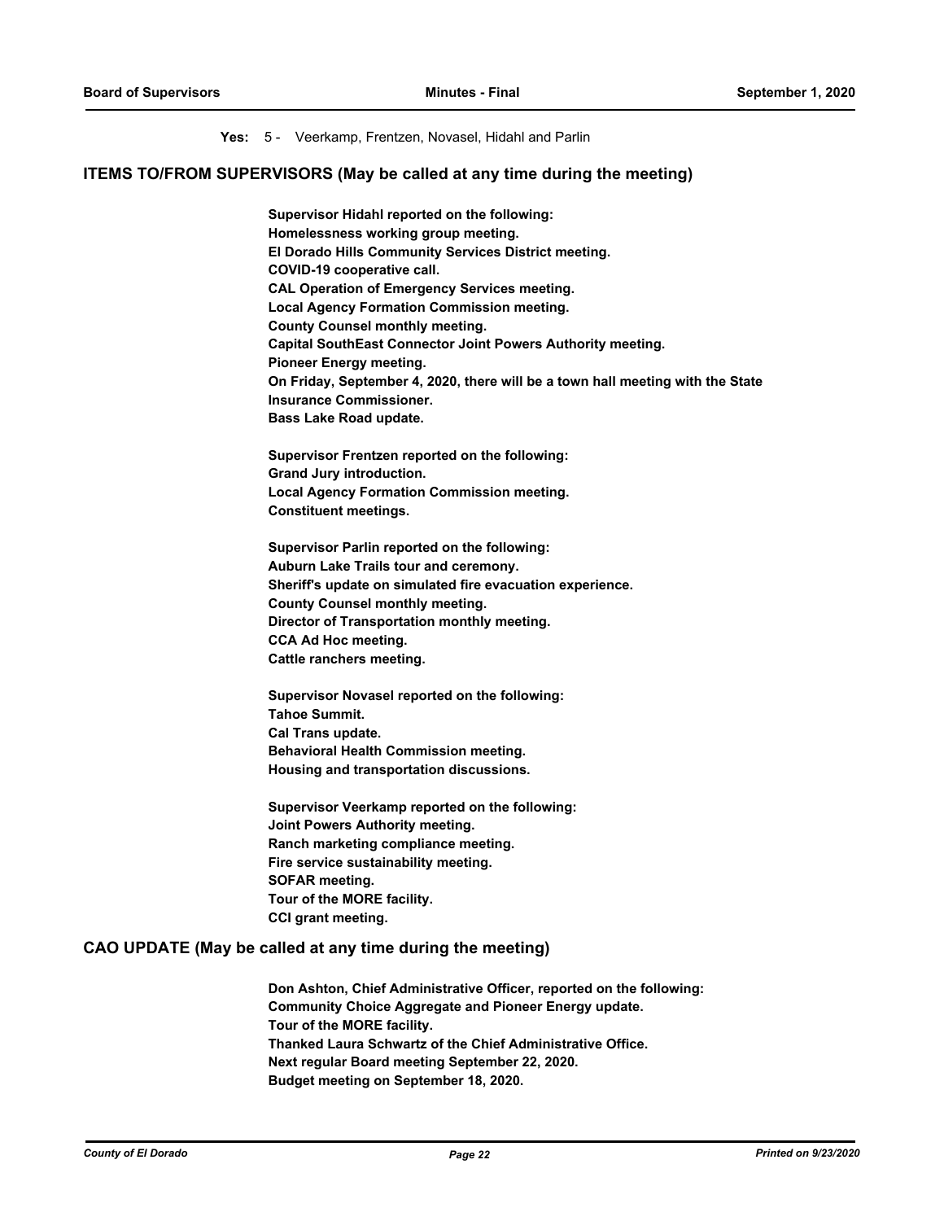**Yes:** 5 - Veerkamp, Frentzen, Novasel, Hidahl and Parlin

## ITEMS TO/FROM SUPERVISORS (May be called at any time during the meeting)

**Supervisor Hidahl reported on the following:**
**Homelessness working group meeting.**
**El Dorado Hills Community Services District meeting.**
**COVID-19 cooperative call.**
**CAL Operation of Emergency Services meeting.**
**Local Agency Formation Commission meeting.**
**County Counsel monthly meeting.**
**Capital SouthEast Connector Joint Powers Authority meeting.**
**Pioneer Energy meeting.**
**On Friday, September 4, 2020, there will be a town hall meeting with the State Insurance Commissioner.**
**Bass Lake Road update.**

**Supervisor Frentzen reported on the following:**
**Grand Jury introduction.**
**Local Agency Formation Commission meeting.**
**Constituent meetings.**

**Supervisor Parlin reported on the following:**
**Auburn Lake Trails tour and ceremony.**
**Sheriff's update on simulated fire evacuation experience.**
**County Counsel monthly meeting.**
**Director of Transportation monthly meeting.**
**CCA Ad Hoc meeting.**
**Cattle ranchers meeting.**

**Supervisor Novasel reported on the following:**
**Tahoe Summit.**
**Cal Trans update.**
**Behavioral Health Commission meeting.**
**Housing and transportation discussions.**

**Supervisor Veerkamp reported on the following:**
**Joint Powers Authority meeting.**
**Ranch marketing compliance meeting.**
**Fire service sustainability meeting.**
**SOFAR meeting.**
**Tour of the MORE facility.**
**CCI grant meeting.**

## CAO UPDATE (May be called at any time during the meeting)

**Don Ashton, Chief Administrative Officer, reported on the following:**
**Community Choice Aggregate and Pioneer Energy update.**
**Tour of the MORE facility.**
**Thanked Laura Schwartz of the Chief Administrative Office.**
**Next regular Board meeting September 22, 2020.**
**Budget meeting on September 18, 2020.**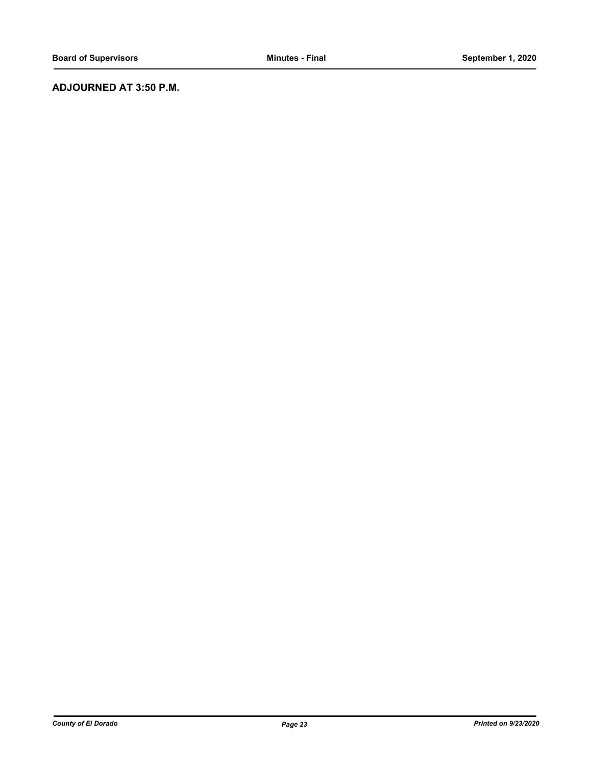## ADJOURNED AT 3:50 P.M.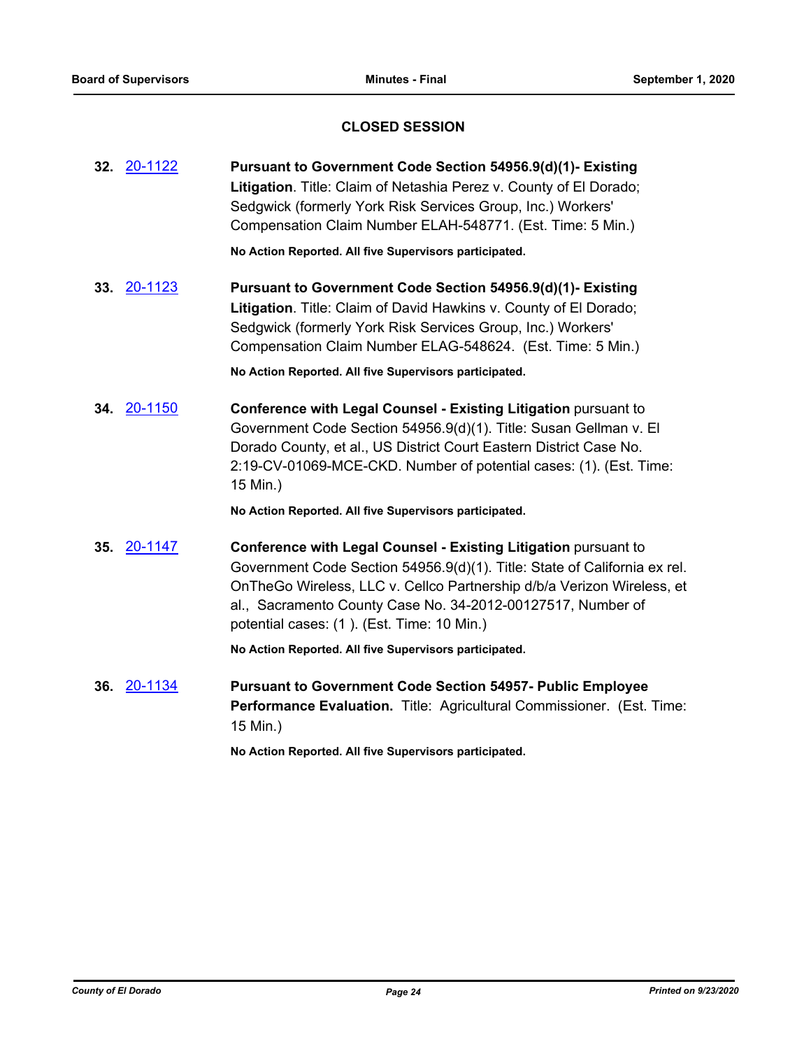## CLOSED SESSION

**32.** 20-1122 **Pursuant to Government Code Section 54956.9(d)(1)- Existing Litigation**. Title: Claim of Netashia Perez v. County of El Dorado; Sedgwick (formerly York Risk Services Group, Inc.) Workers' Compensation Claim Number ELAH-548771. (Est. Time: 5 Min.)

**No Action Reported. All five Supervisors participated.**

**33.** 20-1123 **Pursuant to Government Code Section 54956.9(d)(1)- Existing Litigation**. Title: Claim of David Hawkins v. County of El Dorado; Sedgwick (formerly York Risk Services Group, Inc.) Workers' Compensation Claim Number ELAG-548624. (Est. Time: 5 Min.)

**No Action Reported. All five Supervisors participated.**

**34.** 20-1150 **Conference with Legal Counsel - Existing Litigation** pursuant to Government Code Section 54956.9(d)(1). Title: Susan Gellman v. El Dorado County, et al., US District Court Eastern District Case No. 2:19-CV-01069-MCE-CKD. Number of potential cases: (1). (Est. Time: 15 Min.)

**No Action Reported. All five Supervisors participated.**

**35.** 20-1147 **Conference with Legal Counsel - Existing Litigation** pursuant to Government Code Section 54956.9(d)(1). Title: State of California ex rel. OnTheGo Wireless, LLC v. Cellco Partnership d/b/a Verizon Wireless, et al., Sacramento County Case No. 34-2012-00127517, Number of potential cases: (1 ). (Est. Time: 10 Min.)

**No Action Reported. All five Supervisors participated.**

**36.** 20-1134 **Pursuant to Government Code Section 54957- Public Employee Performance Evaluation.** Title: Agricultural Commissioner. (Est. Time: 15 Min.)

**No Action Reported. All five Supervisors participated.**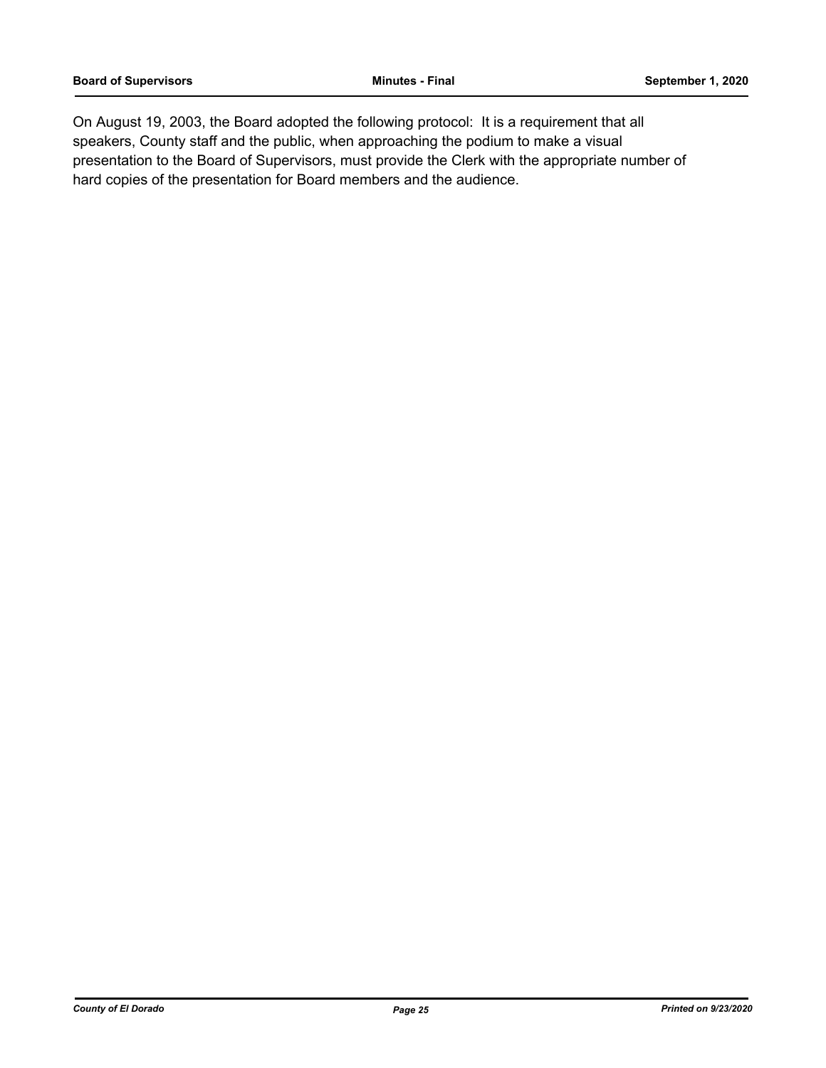On August 19, 2003, the Board adopted the following protocol: It is a requirement that all speakers, County staff and the public, when approaching the podium to make a visual presentation to the Board of Supervisors, must provide the Clerk with the appropriate number of hard copies of the presentation for Board members and the audience.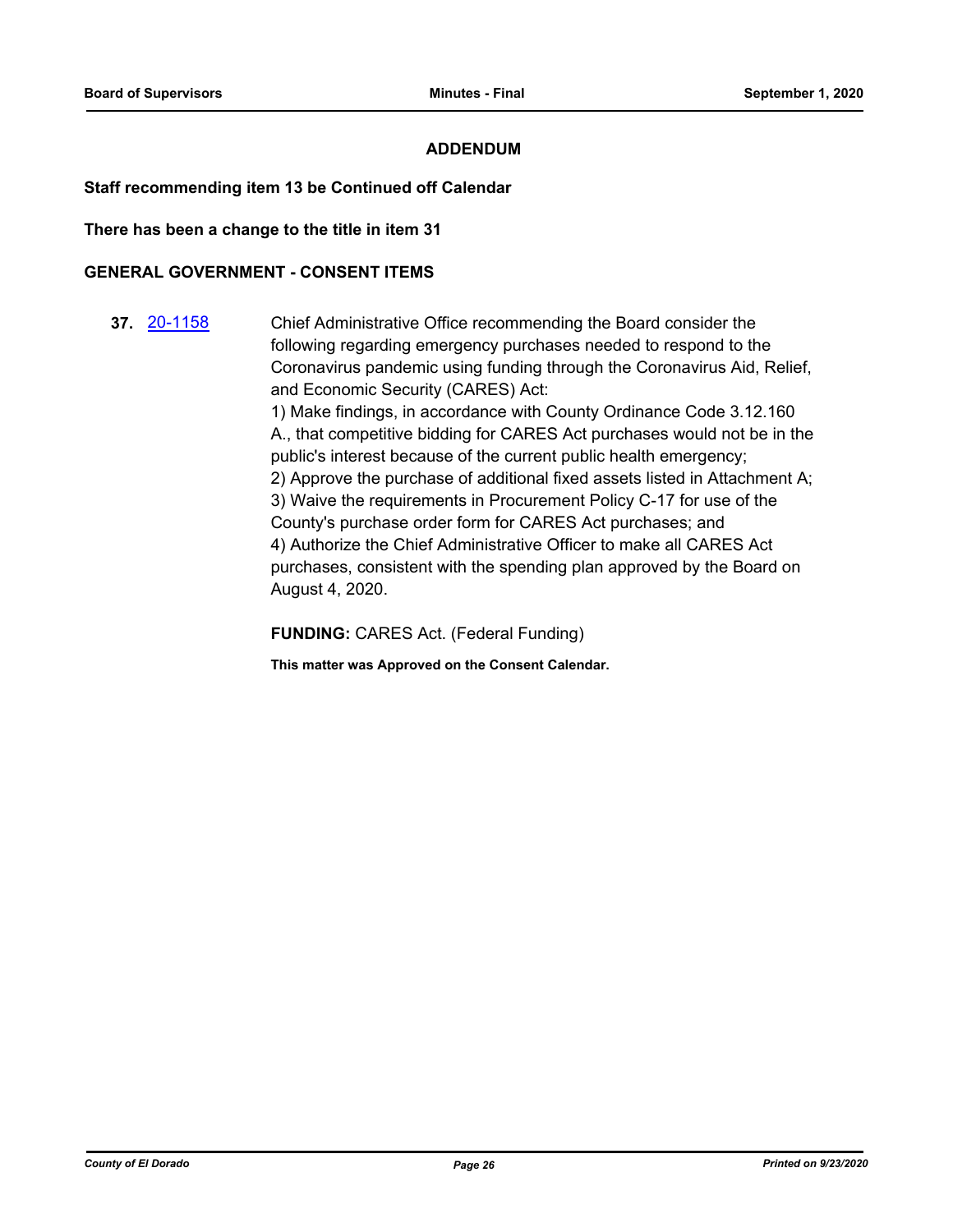## ADDENDUM

**Staff recommending item 13 be Continued off Calendar**

**There has been a change to the title in item 31**

### GENERAL GOVERNMENT - CONSENT ITEMS

**37.** 20-1158

Chief Administrative Office recommending the Board consider the following regarding emergency purchases needed to respond to the Coronavirus pandemic using funding through the Coronavirus Aid, Relief, and Economic Security (CARES) Act:

1) Make findings, in accordance with County Ordinance Code 3.12.160 A., that competitive bidding for CARES Act purchases would not be in the public's interest because of the current public health emergency;

2) Approve the purchase of additional fixed assets listed in Attachment A;

3) Waive the requirements in Procurement Policy C-17 for use of the County's purchase order form for CARES Act purchases; and

4) Authorize the Chief Administrative Officer to make all CARES Act purchases, consistent with the spending plan approved by the Board on August 4, 2020.

**FUNDING:** CARES Act. (Federal Funding)

**This matter was Approved on the Consent Calendar.**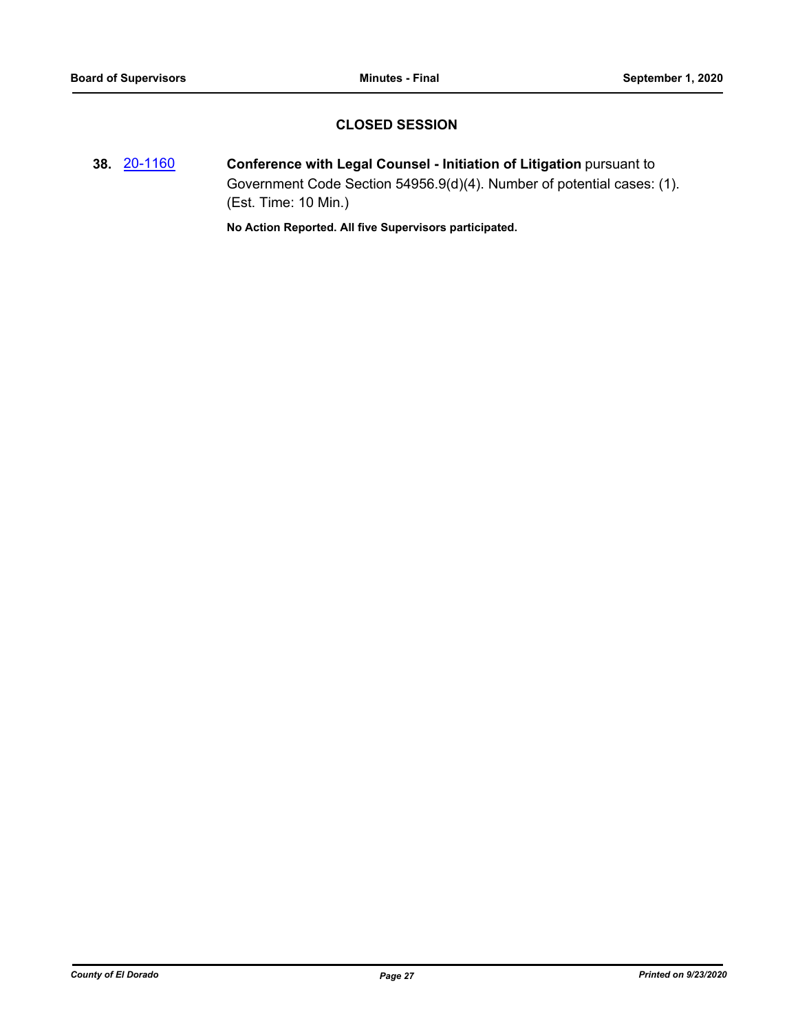## CLOSED SESSION

**38.** 20-1160 **Conference with Legal Counsel - Initiation of Litigation** pursuant to Government Code Section 54956.9(d)(4). Number of potential cases: (1). (Est. Time: 10 Min.)

**No Action Reported. All five Supervisors participated.**